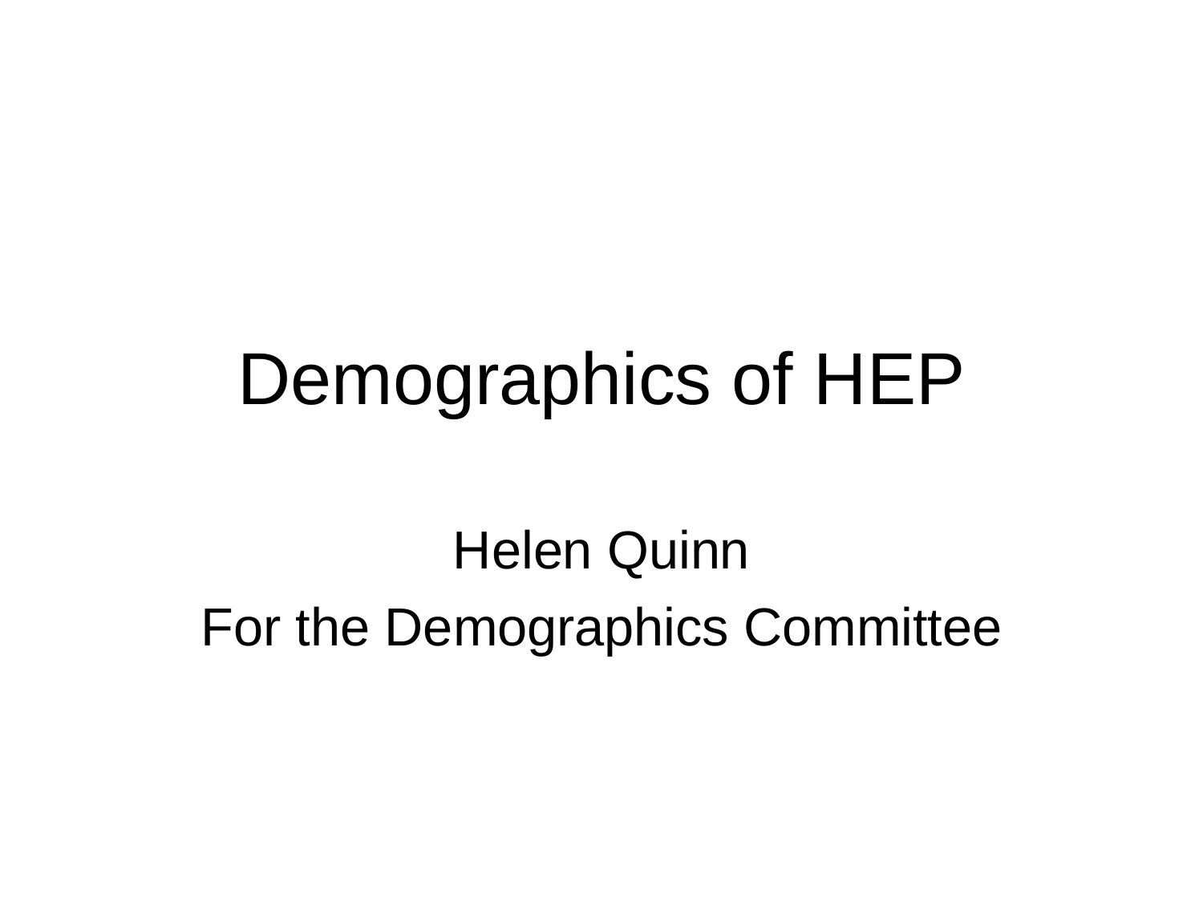# Demographics of HEP

Helen Quinn

For the Demographics Committee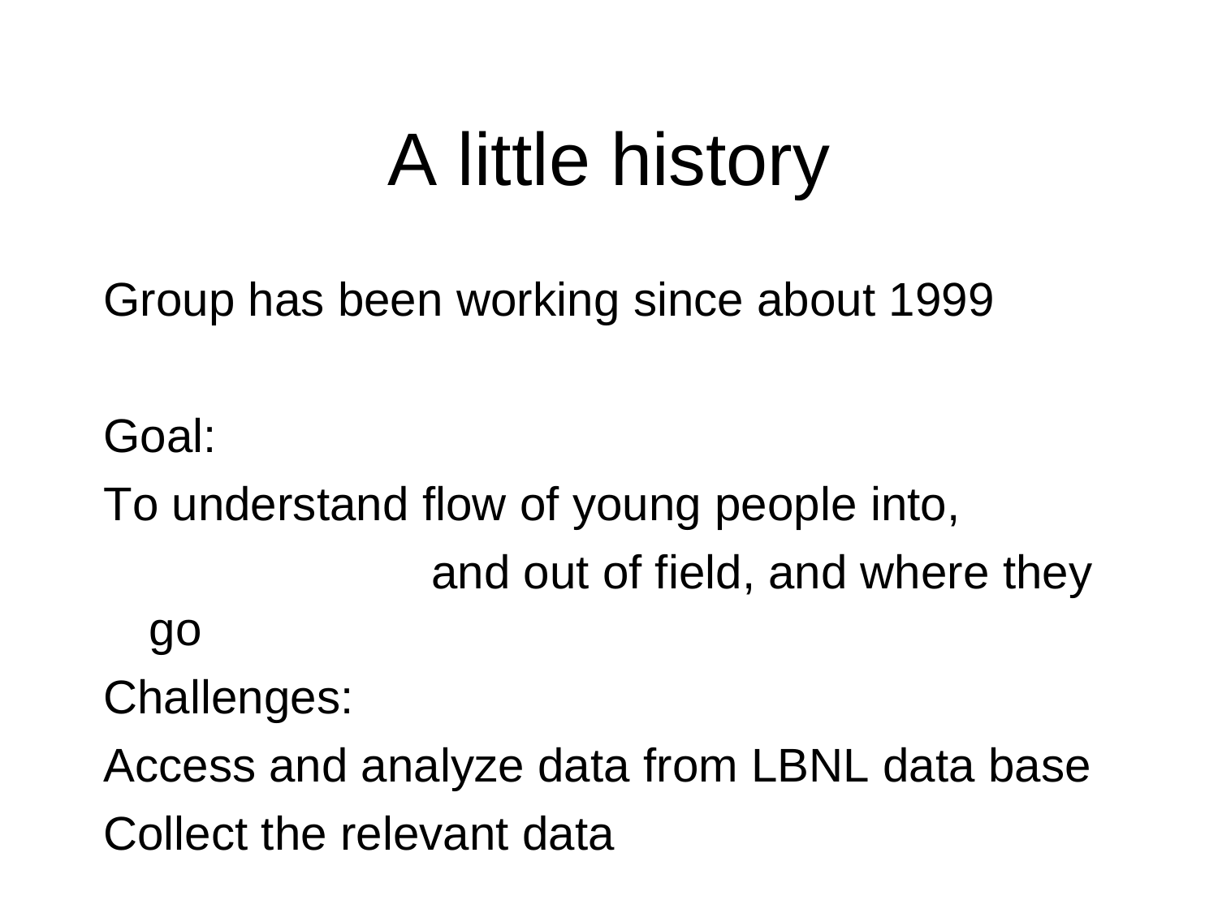# A little history

Group has been working since about 1999

Goal:

To understand flow of young people into, and out of field, and where they go

Challenges:

Access and analyze data from LBNL data base

Collect the relevant data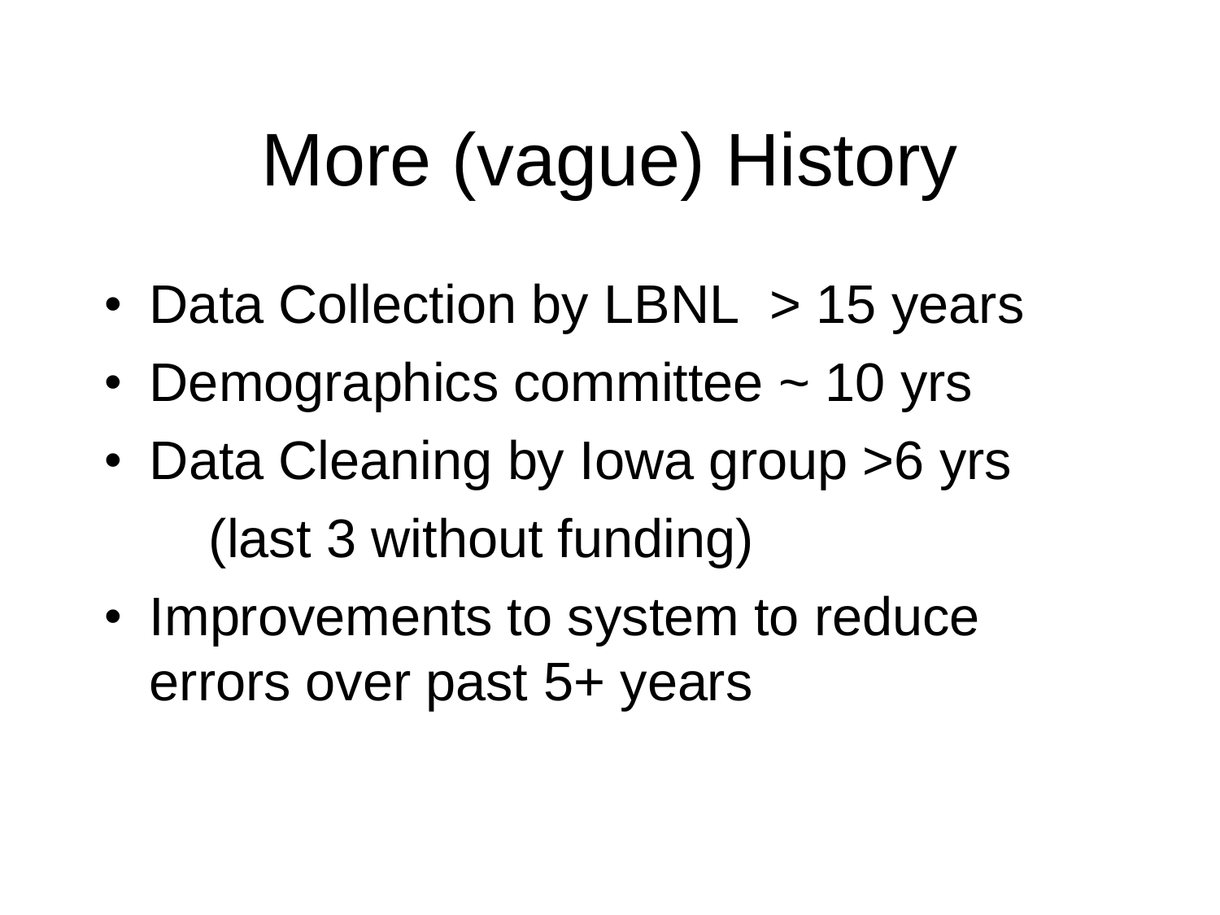# More (vague) History

- Data Collection by LBNL > 15 years
- Demographics committee ~ 10 yrs
- Data Cleaning by Iowa group >6 yrs

  (last 3 without funding)
- Improvements to system to reduce errors over past 5+ years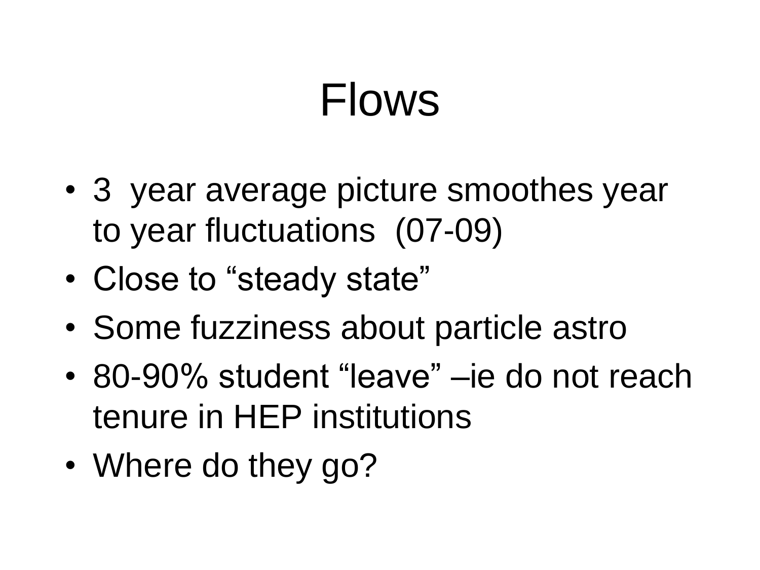# Flows

- 3 year average picture smoothes year to year fluctuations (07-09)
- Close to "steady state"
- Some fuzziness about particle astro
- 80-90% student "leave" –ie do not reach tenure in HEP institutions
- Where do they go?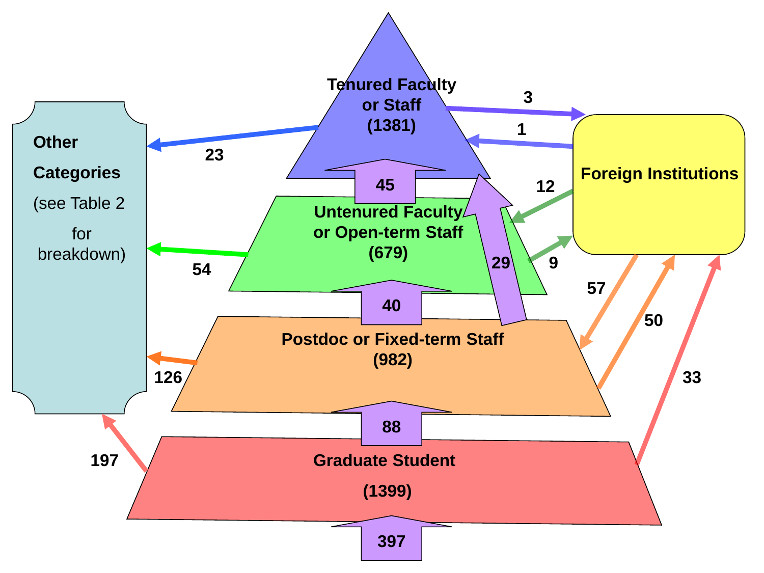Tenured Faculty or Staff (1381)

Untenured Faculty or Open-term Staff (679)

Postdoc or Fixed-term Staff (982)

Graduate Student (1399)

Other Categories (see Table 2 for breakdown)

Foreign Institutions

397

88

40

45

29

23

54

126

197

3

1

12

9

57

50

33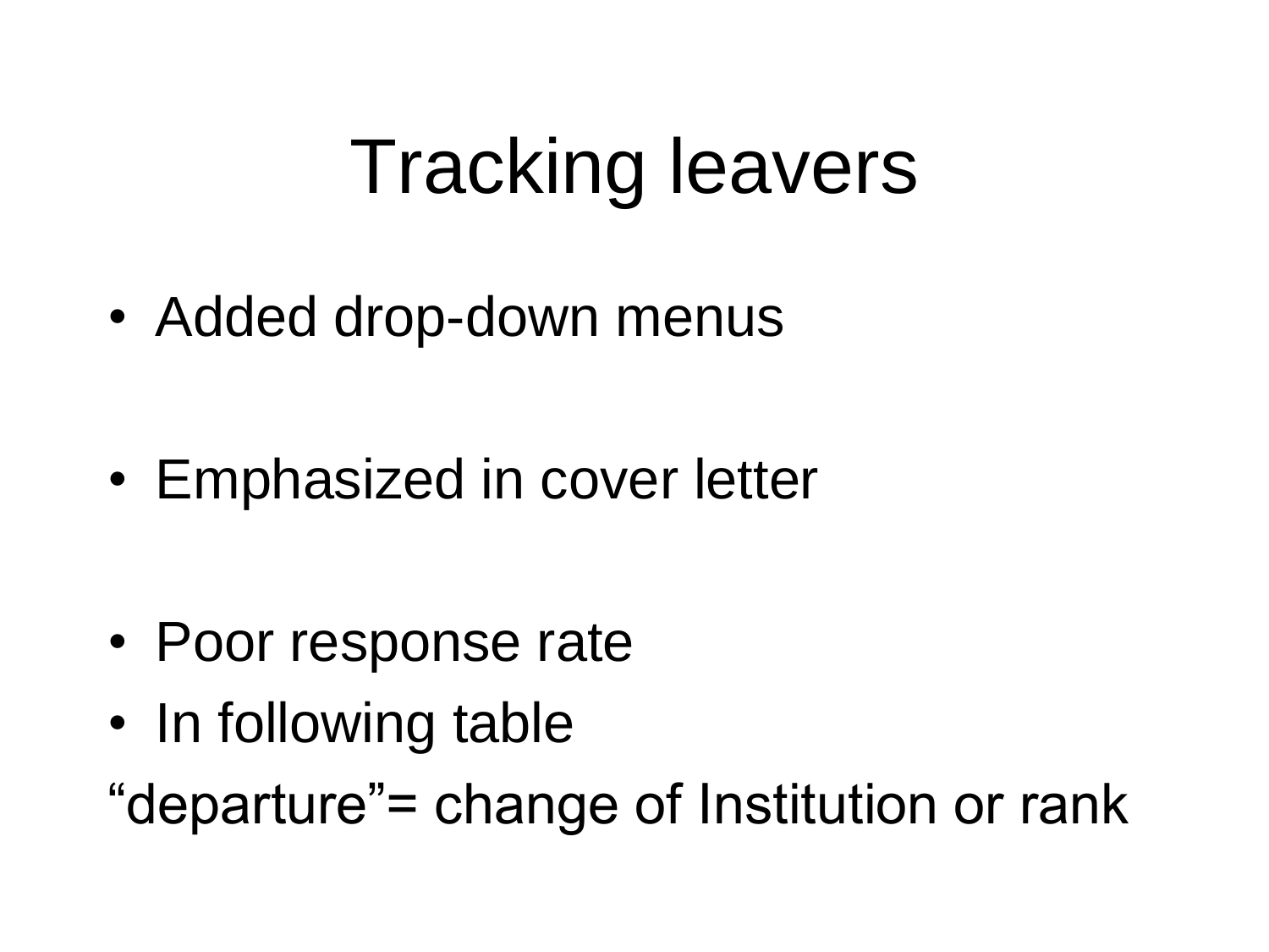# Tracking leavers

- Added drop-down menus

- Emphasized in cover letter

- Poor response rate
- In following table

“departure”= change of Institution or rank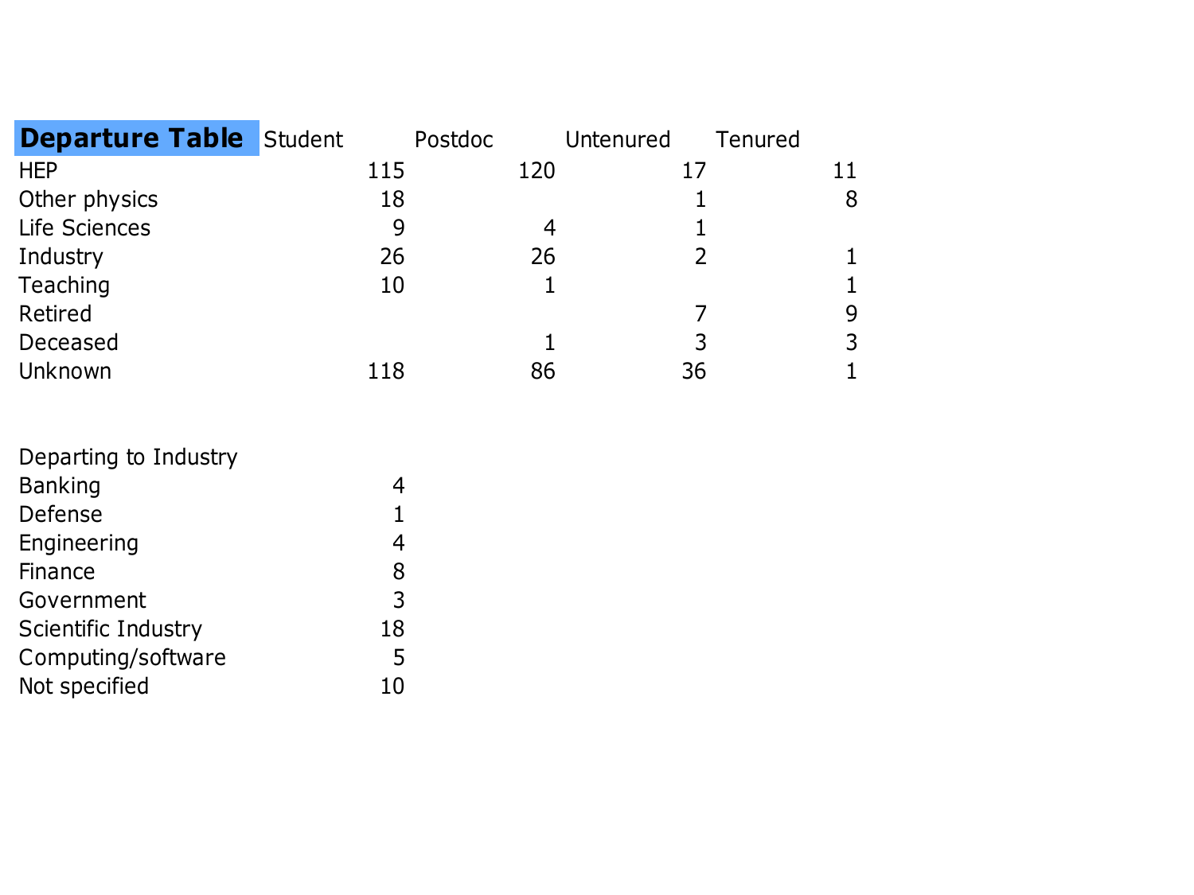| Departure Table | Student | Postdoc | Untenured | Tenured |
|---|---|---|---|---|
| HEP | 115 | 120 | 17 | 11 |
| Other physics | 18 | | 1 | 8 |
| Life Sciences | 9 | 4 | 1 | |
| Industry | 26 | 26 | 2 | 1 |
| Teaching | 10 | 1 | | 1 |
| Retired | | | 7 | 9 |
| Deceased | | 1 | 3 | 3 |
| Unknown | 118 | 86 | 36 | 1 |

| Departing to Industry | |
|---|---|
| Banking | 4 |
| Defense | 1 |
| Engineering | 4 |
| Finance | 8 |
| Government | 3 |
| Scientific Industry | 18 |
| Computing/software | 5 |
| Not specified | 10 |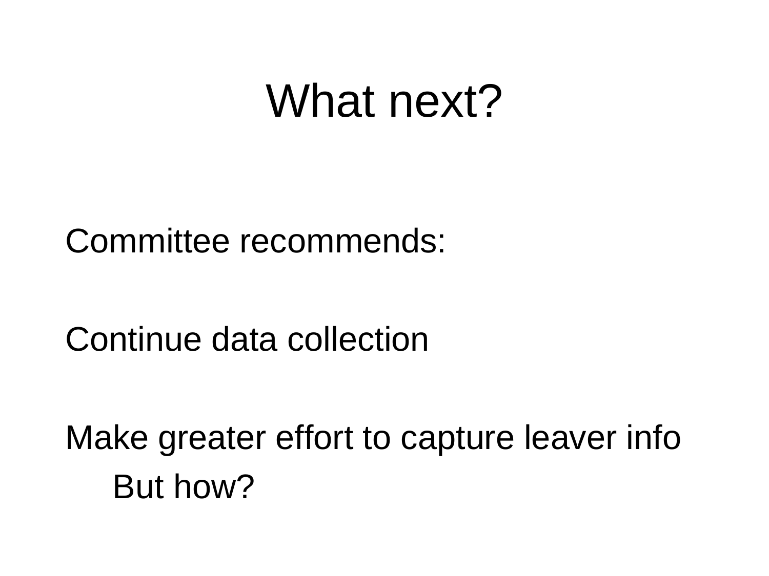# What next?

Committee recommends:

Continue data collection

Make greater effort to capture leaver info

- But how?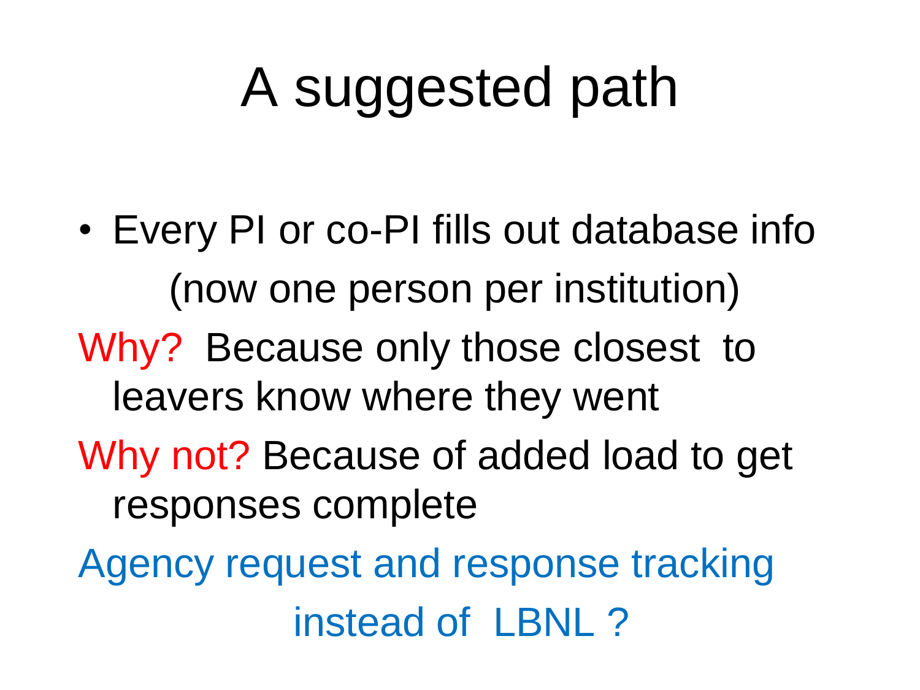# A suggested path

- Every PI or co-PI fills out database info

  (now one person per institution)

Why? Because only those closest to leavers know where they went

Why not? Because of added load to get responses complete

Agency request and response tracking instead of LBNL ?